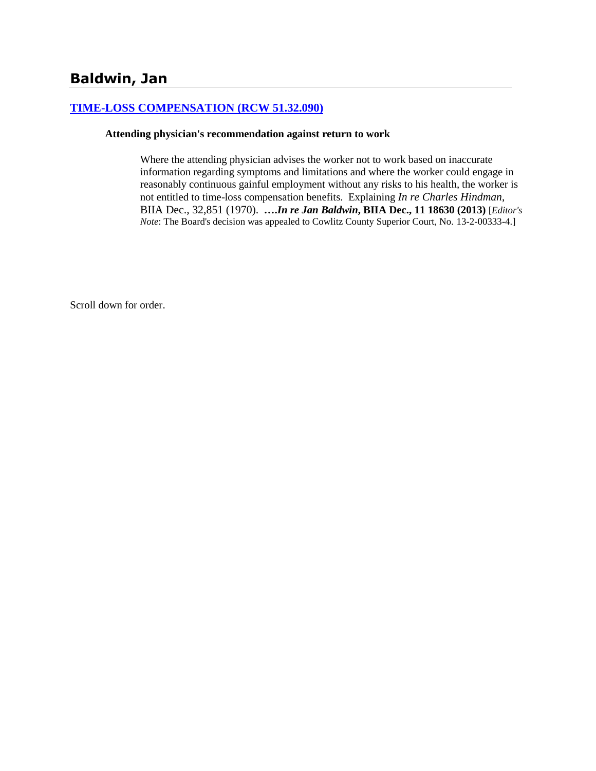# Baldwin, Jan

## [TIME-LOSS COMPENSATION (RCW 51.32.090)]

**Attending physician's recommendation against return to work**

> Where the attending physician advises the worker not to work based on inaccurate information regarding symptoms and limitations and where the worker could engage in reasonably continuous gainful employment without any risks to his health, the worker is not entitled to time-loss compensation benefits. Explaining *In re Charles Hindman*, BIIA Dec., 32,851 (1970). ****….In re Jan Baldwin*, BIIA Dec., 11 18630 (2013)** [*Editor's Note*: The Board's decision was appealed to Cowlitz County Superior Court, No. 13-2-00333-4.]

Scroll down for order.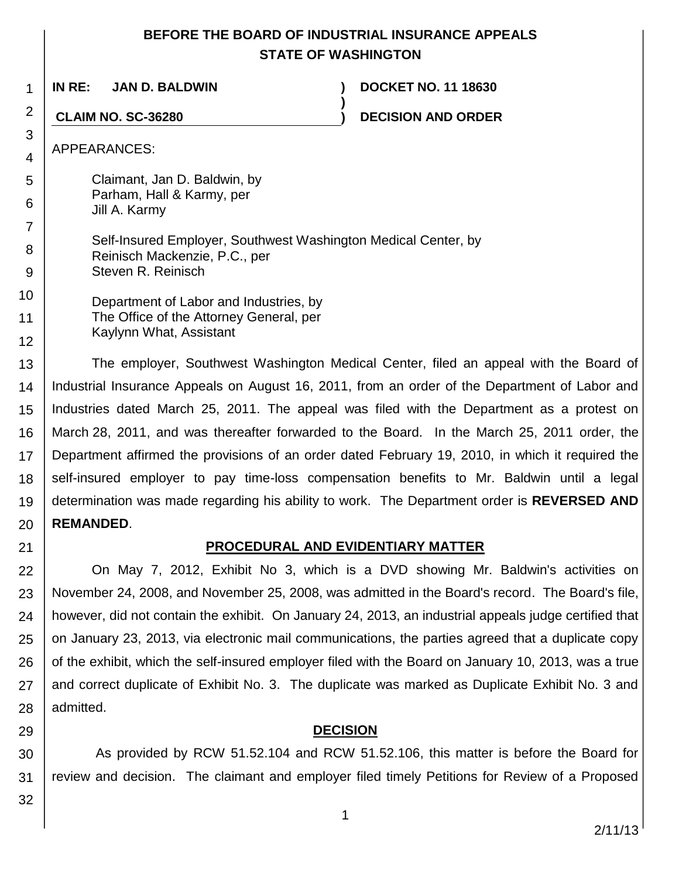**BEFORE THE BOARD OF INDUSTRIAL INSURANCE APPEALS STATE OF WASHINGTON**

| | | |
|---|---|---|
| **IN RE: JAN D. BALDWIN** | **)** | **DOCKET NO. 11 18630** |
| | **)** | |
| **CLAIM NO. SC-36280** | **)** | **DECISION AND ORDER** |

APPEARANCES:

Claimant, Jan D. Baldwin, by
Parham, Hall & Karmy, per
Jill A. Karmy

Self-Insured Employer, Southwest Washington Medical Center, by
Reinisch Mackenzie, P.C., per
Steven R. Reinisch

Department of Labor and Industries, by
The Office of the Attorney General, per
Kaylynn What, Assistant

The employer, Southwest Washington Medical Center, filed an appeal with the Board of Industrial Insurance Appeals on August 16, 2011, from an order of the Department of Labor and Industries dated March 25, 2011. The appeal was filed with the Department as a protest on March 28, 2011, and was thereafter forwarded to the Board. In the March 25, 2011 order, the Department affirmed the provisions of an order dated February 19, 2010, in which it required the self-insured employer to pay time-loss compensation benefits to Mr. Baldwin until a legal determination was made regarding his ability to work. The Department order is **REVERSED AND REMANDED**.

## PROCEDURAL AND EVIDENTIARY MATTER

On May 7, 2012, Exhibit No 3, which is a DVD showing Mr. Baldwin's activities on November 24, 2008, and November 25, 2008, was admitted in the Board's record. The Board's file, however, did not contain the exhibit. On January 24, 2013, an industrial appeals judge certified that on January 23, 2013, via electronic mail communications, the parties agreed that a duplicate copy of the exhibit, which the self-insured employer filed with the Board on January 10, 2013, was a true and correct duplicate of Exhibit No. 3. The duplicate was marked as Duplicate Exhibit No. 3 and admitted.

## DECISION

As provided by RCW 51.52.104 and RCW 51.52.106, this matter is before the Board for review and decision. The claimant and employer filed timely Petitions for Review of a Proposed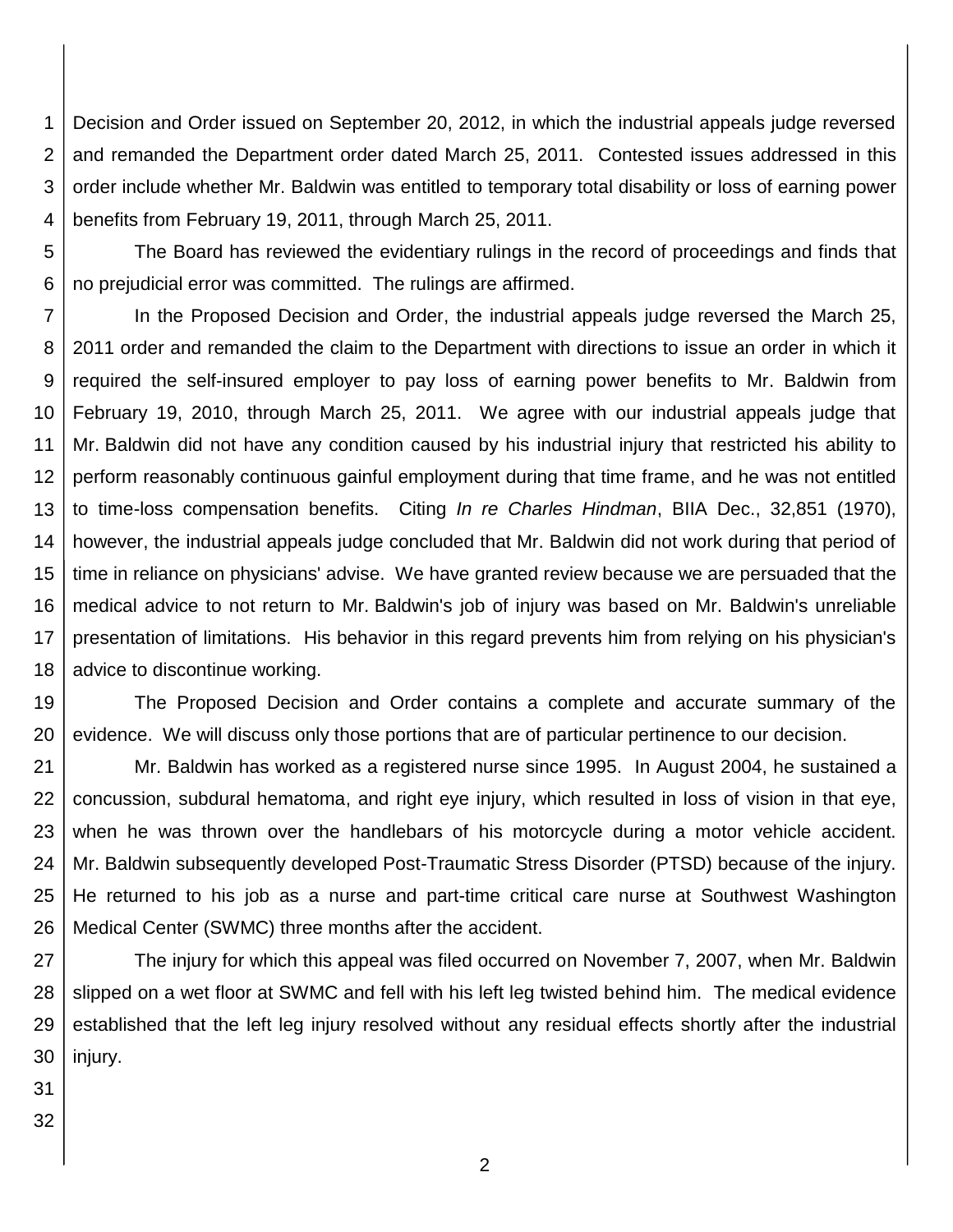Decision and Order issued on September 20, 2012, in which the industrial appeals judge reversed and remanded the Department order dated March 25, 2011. Contested issues addressed in this order include whether Mr. Baldwin was entitled to temporary total disability or loss of earning power benefits from February 19, 2011, through March 25, 2011.

The Board has reviewed the evidentiary rulings in the record of proceedings and finds that no prejudicial error was committed. The rulings are affirmed.

In the Proposed Decision and Order, the industrial appeals judge reversed the March 25, 2011 order and remanded the claim to the Department with directions to issue an order in which it required the self-insured employer to pay loss of earning power benefits to Mr. Baldwin from February 19, 2010, through March 25, 2011. We agree with our industrial appeals judge that Mr. Baldwin did not have any condition caused by his industrial injury that restricted his ability to perform reasonably continuous gainful employment during that time frame, and he was not entitled to time-loss compensation benefits. Citing *In re Charles Hindman*, BIIA Dec., 32,851 (1970), however, the industrial appeals judge concluded that Mr. Baldwin did not work during that period of time in reliance on physicians' advise. We have granted review because we are persuaded that the medical advice to not return to Mr. Baldwin's job of injury was based on Mr. Baldwin's unreliable presentation of limitations. His behavior in this regard prevents him from relying on his physician's advice to discontinue working.

The Proposed Decision and Order contains a complete and accurate summary of the evidence. We will discuss only those portions that are of particular pertinence to our decision.

Mr. Baldwin has worked as a registered nurse since 1995. In August 2004, he sustained a concussion, subdural hematoma, and right eye injury, which resulted in loss of vision in that eye, when he was thrown over the handlebars of his motorcycle during a motor vehicle accident. Mr. Baldwin subsequently developed Post-Traumatic Stress Disorder (PTSD) because of the injury. He returned to his job as a nurse and part-time critical care nurse at Southwest Washington Medical Center (SWMC) three months after the accident.

The injury for which this appeal was filed occurred on November 7, 2007, when Mr. Baldwin slipped on a wet floor at SWMC and fell with his left leg twisted behind him. The medical evidence established that the left leg injury resolved without any residual effects shortly after the industrial injury.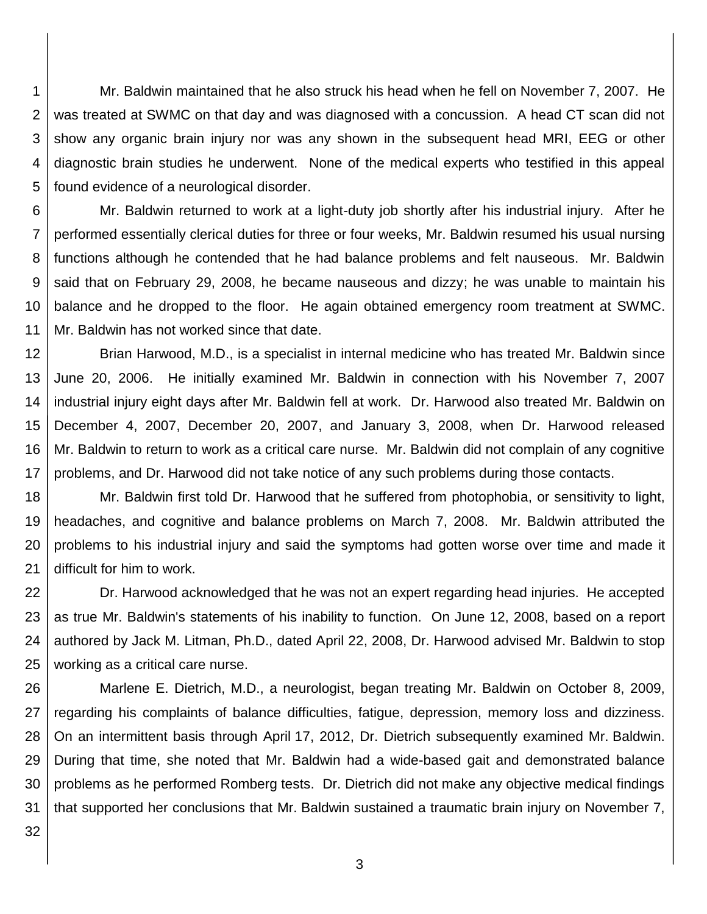Mr. Baldwin maintained that he also struck his head when he fell on November 7, 2007. He was treated at SWMC on that day and was diagnosed with a concussion. A head CT scan did not show any organic brain injury nor was any shown in the subsequent head MRI, EEG or other diagnostic brain studies he underwent. None of the medical experts who testified in this appeal found evidence of a neurological disorder.

Mr. Baldwin returned to work at a light-duty job shortly after his industrial injury. After he performed essentially clerical duties for three or four weeks, Mr. Baldwin resumed his usual nursing functions although he contended that he had balance problems and felt nauseous. Mr. Baldwin said that on February 29, 2008, he became nauseous and dizzy; he was unable to maintain his balance and he dropped to the floor. He again obtained emergency room treatment at SWMC. Mr. Baldwin has not worked since that date.

Brian Harwood, M.D., is a specialist in internal medicine who has treated Mr. Baldwin since June 20, 2006. He initially examined Mr. Baldwin in connection with his November 7, 2007 industrial injury eight days after Mr. Baldwin fell at work. Dr. Harwood also treated Mr. Baldwin on December 4, 2007, December 20, 2007, and January 3, 2008, when Dr. Harwood released Mr. Baldwin to return to work as a critical care nurse. Mr. Baldwin did not complain of any cognitive problems, and Dr. Harwood did not take notice of any such problems during those contacts.

Mr. Baldwin first told Dr. Harwood that he suffered from photophobia, or sensitivity to light, headaches, and cognitive and balance problems on March 7, 2008. Mr. Baldwin attributed the problems to his industrial injury and said the symptoms had gotten worse over time and made it difficult for him to work.

Dr. Harwood acknowledged that he was not an expert regarding head injuries. He accepted as true Mr. Baldwin's statements of his inability to function. On June 12, 2008, based on a report authored by Jack M. Litman, Ph.D., dated April 22, 2008, Dr. Harwood advised Mr. Baldwin to stop working as a critical care nurse.

Marlene E. Dietrich, M.D., a neurologist, began treating Mr. Baldwin on October 8, 2009, regarding his complaints of balance difficulties, fatigue, depression, memory loss and dizziness. On an intermittent basis through April 17, 2012, Dr. Dietrich subsequently examined Mr. Baldwin. During that time, she noted that Mr. Baldwin had a wide-based gait and demonstrated balance problems as he performed Romberg tests. Dr. Dietrich did not make any objective medical findings that supported her conclusions that Mr. Baldwin sustained a traumatic brain injury on November 7,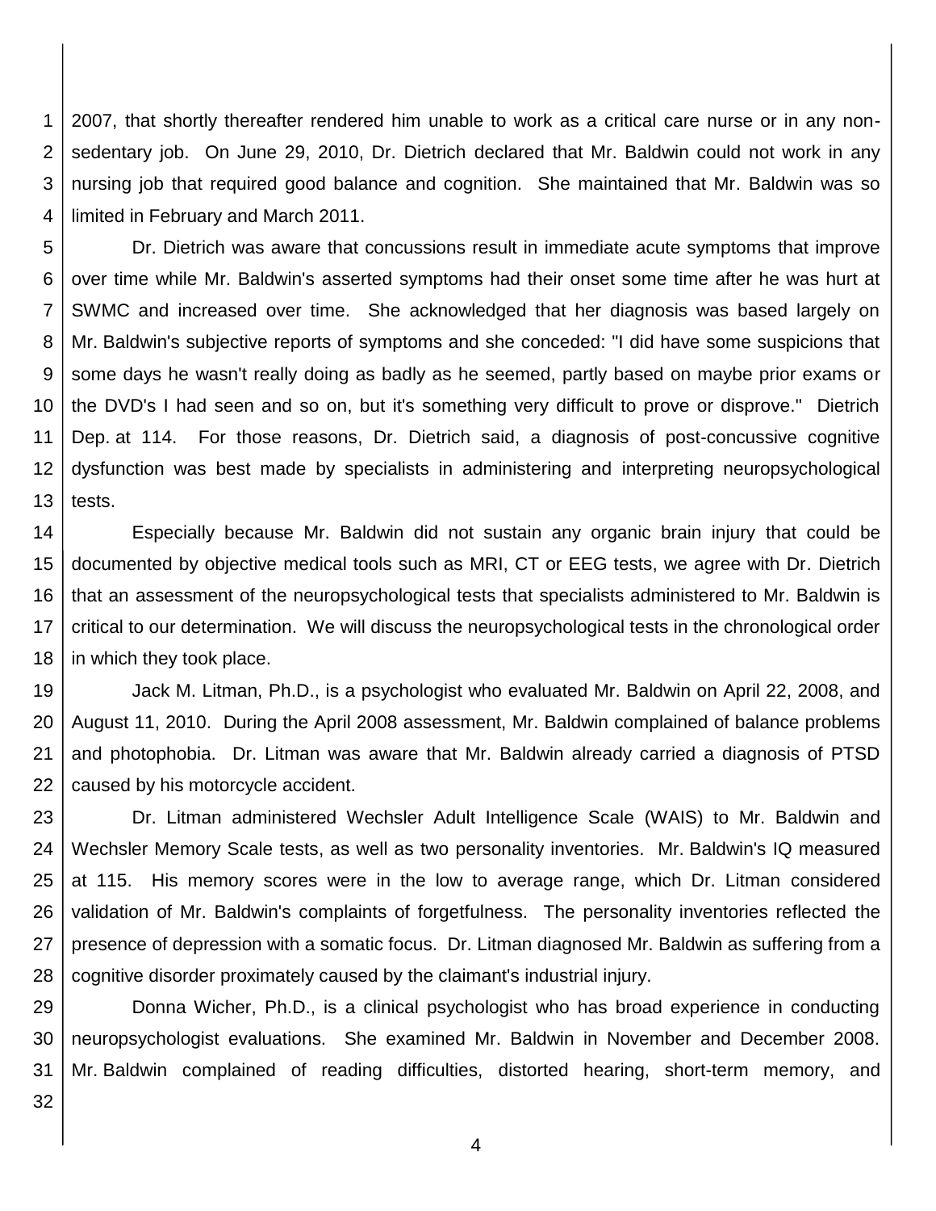2007, that shortly thereafter rendered him unable to work as a critical care nurse or in any non-sedentary job. On June 29, 2010, Dr. Dietrich declared that Mr. Baldwin could not work in any nursing job that required good balance and cognition. She maintained that Mr. Baldwin was so limited in February and March 2011.

Dr. Dietrich was aware that concussions result in immediate acute symptoms that improve over time while Mr. Baldwin's asserted symptoms had their onset some time after he was hurt at SWMC and increased over time. She acknowledged that her diagnosis was based largely on Mr. Baldwin's subjective reports of symptoms and she conceded: "I did have some suspicions that some days he wasn't really doing as badly as he seemed, partly based on maybe prior exams or the DVD's I had seen and so on, but it's something very difficult to prove or disprove." Dietrich Dep. at 114. For those reasons, Dr. Dietrich said, a diagnosis of post-concussive cognitive dysfunction was best made by specialists in administering and interpreting neuropsychological tests.

Especially because Mr. Baldwin did not sustain any organic brain injury that could be documented by objective medical tools such as MRI, CT or EEG tests, we agree with Dr. Dietrich that an assessment of the neuropsychological tests that specialists administered to Mr. Baldwin is critical to our determination. We will discuss the neuropsychological tests in the chronological order in which they took place.

Jack M. Litman, Ph.D., is a psychologist who evaluated Mr. Baldwin on April 22, 2008, and August 11, 2010. During the April 2008 assessment, Mr. Baldwin complained of balance problems and photophobia. Dr. Litman was aware that Mr. Baldwin already carried a diagnosis of PTSD caused by his motorcycle accident.

Dr. Litman administered Wechsler Adult Intelligence Scale (WAIS) to Mr. Baldwin and Wechsler Memory Scale tests, as well as two personality inventories. Mr. Baldwin's IQ measured at 115. His memory scores were in the low to average range, which Dr. Litman considered validation of Mr. Baldwin's complaints of forgetfulness. The personality inventories reflected the presence of depression with a somatic focus. Dr. Litman diagnosed Mr. Baldwin as suffering from a cognitive disorder proximately caused by the claimant's industrial injury.

Donna Wicher, Ph.D., is a clinical psychologist who has broad experience in conducting neuropsychologist evaluations. She examined Mr. Baldwin in November and December 2008. Mr. Baldwin complained of reading difficulties, distorted hearing, short-term memory, and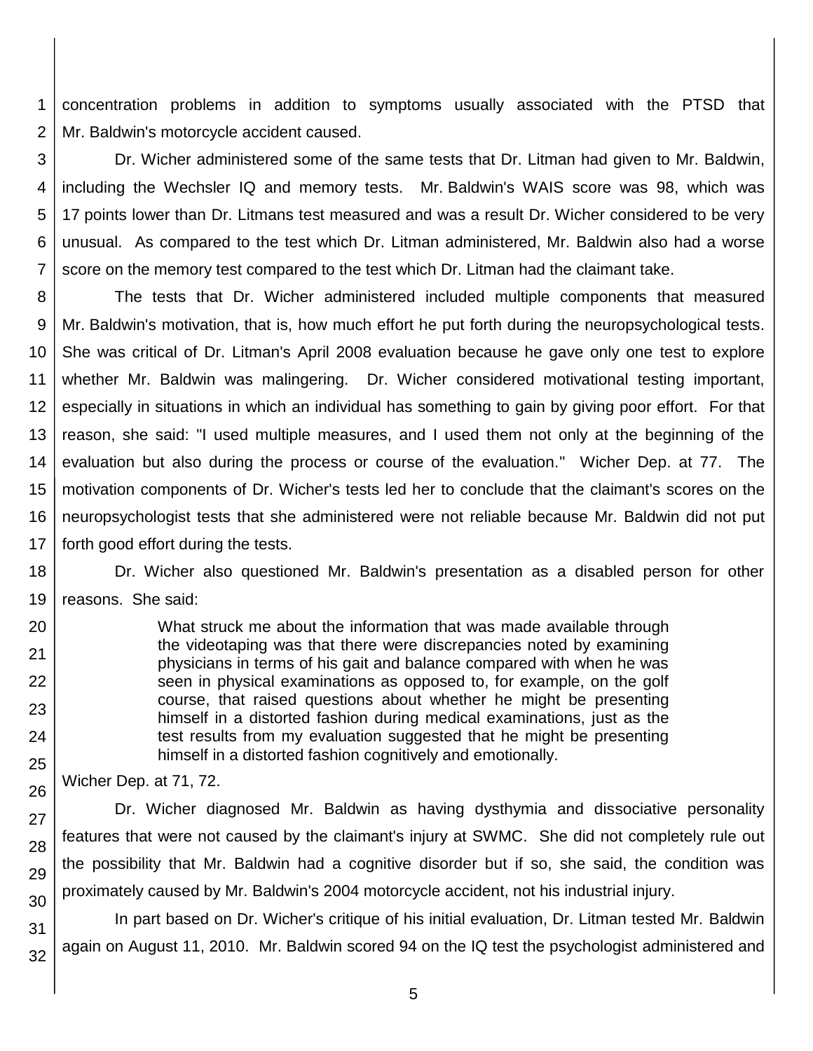concentration problems in addition to symptoms usually associated with the PTSD that Mr. Baldwin's motorcycle accident caused.

Dr. Wicher administered some of the same tests that Dr. Litman had given to Mr. Baldwin, including the Wechsler IQ and memory tests. Mr. Baldwin's WAIS score was 98, which was 17 points lower than Dr. Litmans test measured and was a result Dr. Wicher considered to be very unusual. As compared to the test which Dr. Litman administered, Mr. Baldwin also had a worse score on the memory test compared to the test which Dr. Litman had the claimant take.

The tests that Dr. Wicher administered included multiple components that measured Mr. Baldwin's motivation, that is, how much effort he put forth during the neuropsychological tests. She was critical of Dr. Litman's April 2008 evaluation because he gave only one test to explore whether Mr. Baldwin was malingering. Dr. Wicher considered motivational testing important, especially in situations in which an individual has something to gain by giving poor effort. For that reason, she said: "I used multiple measures, and I used them not only at the beginning of the evaluation but also during the process or course of the evaluation." Wicher Dep. at 77. The motivation components of Dr. Wicher's tests led her to conclude that the claimant's scores on the neuropsychologist tests that she administered were not reliable because Mr. Baldwin did not put forth good effort during the tests.

Dr. Wicher also questioned Mr. Baldwin's presentation as a disabled person for other reasons. She said:

> What struck me about the information that was made available through the videotaping was that there were discrepancies noted by examining physicians in terms of his gait and balance compared with when he was seen in physical examinations as opposed to, for example, on the golf course, that raised questions about whether he might be presenting himself in a distorted fashion during medical examinations, just as the test results from my evaluation suggested that he might be presenting himself in a distorted fashion cognitively and emotionally.

Wicher Dep. at 71, 72.

Dr. Wicher diagnosed Mr. Baldwin as having dysthymia and dissociative personality features that were not caused by the claimant's injury at SWMC. She did not completely rule out the possibility that Mr. Baldwin had a cognitive disorder but if so, she said, the condition was proximately caused by Mr. Baldwin's 2004 motorcycle accident, not his industrial injury.

In part based on Dr. Wicher's critique of his initial evaluation, Dr. Litman tested Mr. Baldwin again on August 11, 2010. Mr. Baldwin scored 94 on the IQ test the psychologist administered and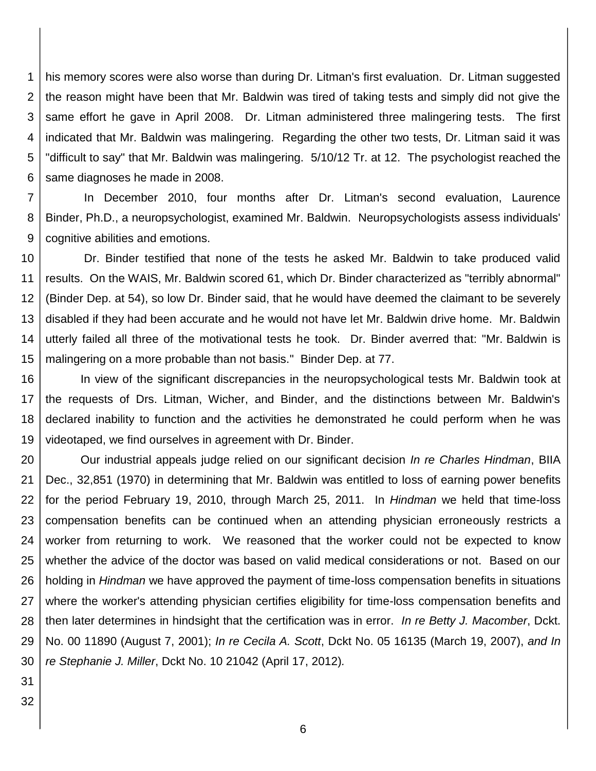his memory scores were also worse than during Dr. Litman's first evaluation. Dr. Litman suggested the reason might have been that Mr. Baldwin was tired of taking tests and simply did not give the same effort he gave in April 2008. Dr. Litman administered three malingering tests. The first indicated that Mr. Baldwin was malingering. Regarding the other two tests, Dr. Litman said it was "difficult to say" that Mr. Baldwin was malingering. 5/10/12 Tr. at 12. The psychologist reached the same diagnoses he made in 2008.

In December 2010, four months after Dr. Litman's second evaluation, Laurence Binder, Ph.D., a neuropsychologist, examined Mr. Baldwin. Neuropsychologists assess individuals' cognitive abilities and emotions.

Dr. Binder testified that none of the tests he asked Mr. Baldwin to take produced valid results. On the WAIS, Mr. Baldwin scored 61, which Dr. Binder characterized as "terribly abnormal" (Binder Dep. at 54), so low Dr. Binder said, that he would have deemed the claimant to be severely disabled if they had been accurate and he would not have let Mr. Baldwin drive home. Mr. Baldwin utterly failed all three of the motivational tests he took. Dr. Binder averred that: "Mr. Baldwin is malingering on a more probable than not basis." Binder Dep. at 77.

In view of the significant discrepancies in the neuropsychological tests Mr. Baldwin took at the requests of Drs. Litman, Wicher, and Binder, and the distinctions between Mr. Baldwin's declared inability to function and the activities he demonstrated he could perform when he was videotaped, we find ourselves in agreement with Dr. Binder.

Our industrial appeals judge relied on our significant decision *In re Charles Hindman*, BIIA Dec., 32,851 (1970) in determining that Mr. Baldwin was entitled to loss of earning power benefits for the period February 19, 2010, through March 25, 2011. In *Hindman* we held that time-loss compensation benefits can be continued when an attending physician erroneously restricts a worker from returning to work. We reasoned that the worker could not be expected to know whether the advice of the doctor was based on valid medical considerations or not. Based on our holding in *Hindman* we have approved the payment of time-loss compensation benefits in situations where the worker's attending physician certifies eligibility for time-loss compensation benefits and then later determines in hindsight that the certification was in error. *In re Betty J. Macomber*, Dckt. No. 00 11890 (August 7, 2001); *In re Cecila A. Scott*, Dckt No. 05 16135 (March 19, 2007), *and In re Stephanie J. Miller*, Dckt No. 10 21042 (April 17, 2012).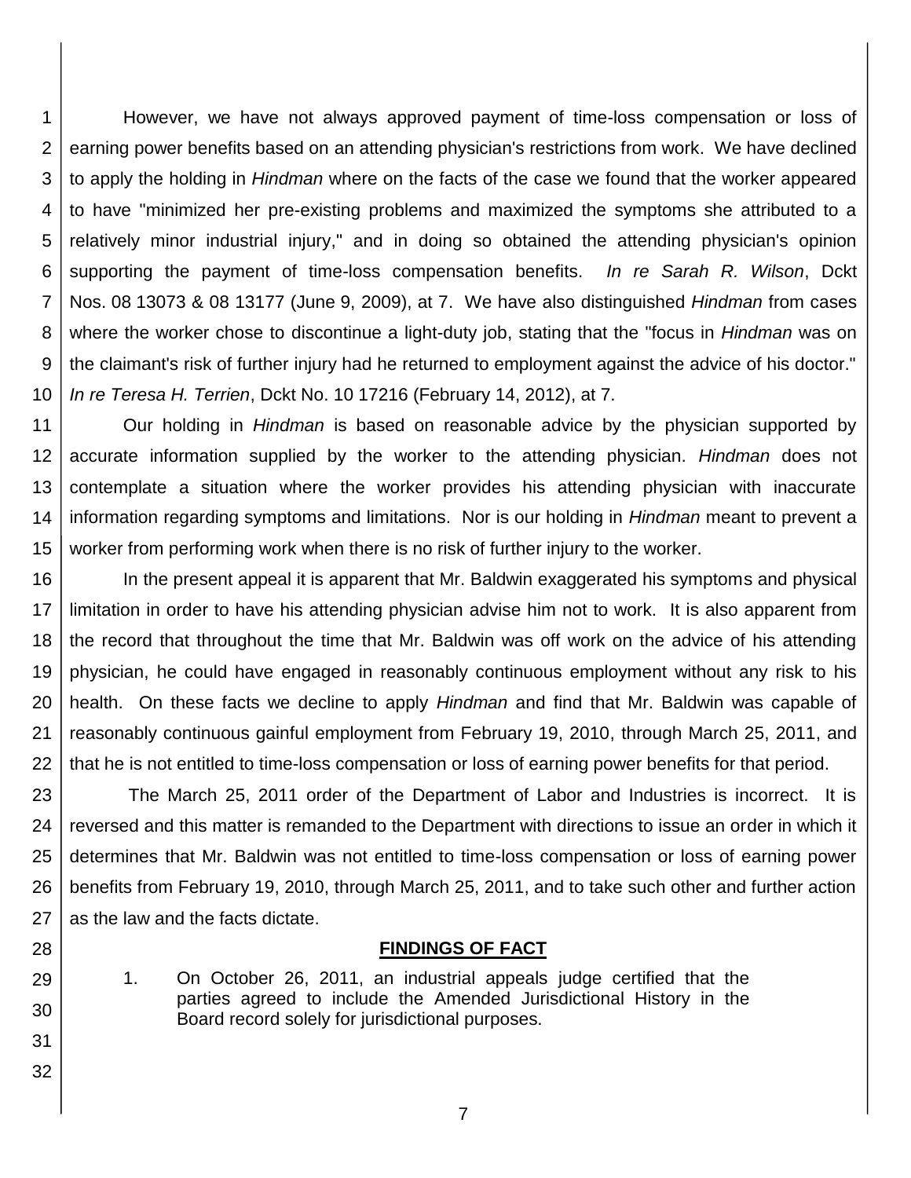However, we have not always approved payment of time-loss compensation or loss of earning power benefits based on an attending physician's restrictions from work. We have declined to apply the holding in *Hindman* where on the facts of the case we found that the worker appeared to have "minimized her pre-existing problems and maximized the symptoms she attributed to a relatively minor industrial injury," and in doing so obtained the attending physician's opinion supporting the payment of time-loss compensation benefits. *In re Sarah R. Wilson*, Dckt Nos. 08 13073 & 08 13177 (June 9, 2009), at 7. We have also distinguished *Hindman* from cases where the worker chose to discontinue a light-duty job, stating that the "focus in *Hindman* was on the claimant's risk of further injury had he returned to employment against the advice of his doctor." *In re Teresa H. Terrien*, Dckt No. 10 17216 (February 14, 2012), at 7.

Our holding in *Hindman* is based on reasonable advice by the physician supported by accurate information supplied by the worker to the attending physician. *Hindman* does not contemplate a situation where the worker provides his attending physician with inaccurate information regarding symptoms and limitations. Nor is our holding in *Hindman* meant to prevent a worker from performing work when there is no risk of further injury to the worker.

In the present appeal it is apparent that Mr. Baldwin exaggerated his symptoms and physical limitation in order to have his attending physician advise him not to work. It is also apparent from the record that throughout the time that Mr. Baldwin was off work on the advice of his attending physician, he could have engaged in reasonably continuous employment without any risk to his health. On these facts we decline to apply *Hindman* and find that Mr. Baldwin was capable of reasonably continuous gainful employment from February 19, 2010, through March 25, 2011, and that he is not entitled to time-loss compensation or loss of earning power benefits for that period.

The March 25, 2011 order of the Department of Labor and Industries is incorrect. It is reversed and this matter is remanded to the Department with directions to issue an order in which it determines that Mr. Baldwin was not entitled to time-loss compensation or loss of earning power benefits from February 19, 2010, through March 25, 2011, and to take such other and further action as the law and the facts dictate.

## FINDINGS OF FACT

1. On October 26, 2011, an industrial appeals judge certified that the parties agreed to include the Amended Jurisdictional History in the Board record solely for jurisdictional purposes.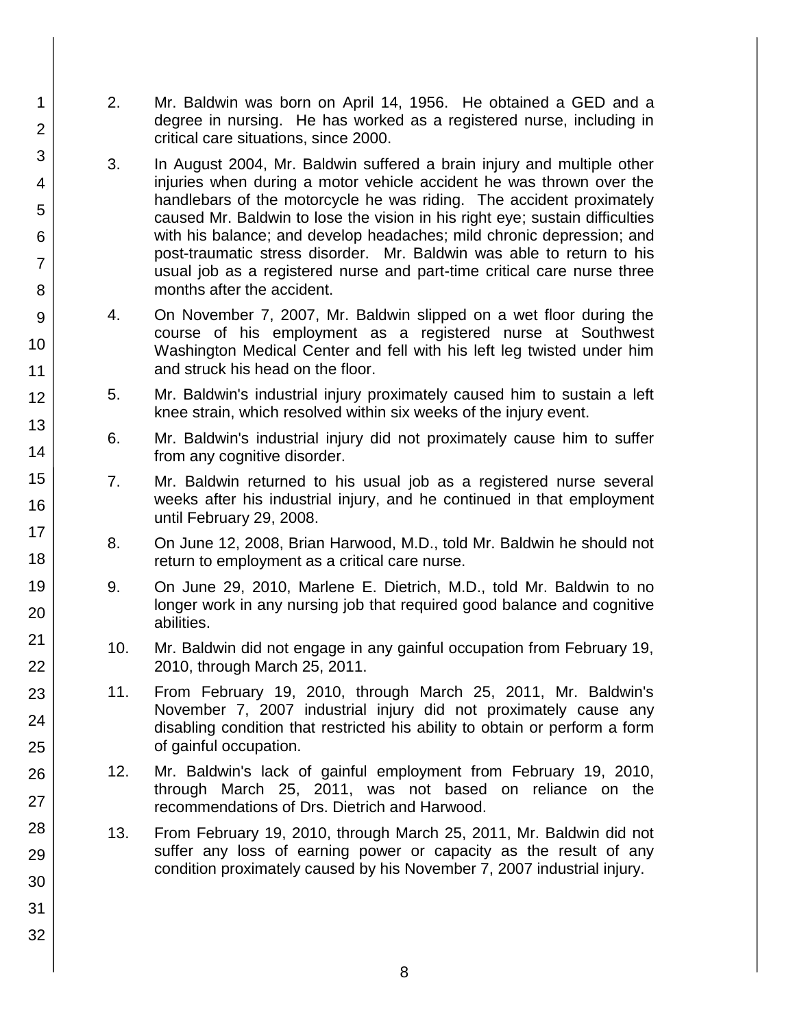2. Mr. Baldwin was born on April 14, 1956. He obtained a GED and a degree in nursing. He has worked as a registered nurse, including in critical care situations, since 2000.

3. In August 2004, Mr. Baldwin suffered a brain injury and multiple other injuries when during a motor vehicle accident he was thrown over the handlebars of the motorcycle he was riding. The accident proximately caused Mr. Baldwin to lose the vision in his right eye; sustain difficulties with his balance; and develop headaches; mild chronic depression; and post-traumatic stress disorder. Mr. Baldwin was able to return to his usual job as a registered nurse and part-time critical care nurse three months after the accident.

4. On November 7, 2007, Mr. Baldwin slipped on a wet floor during the course of his employment as a registered nurse at Southwest Washington Medical Center and fell with his left leg twisted under him and struck his head on the floor.

5. Mr. Baldwin's industrial injury proximately caused him to sustain a left knee strain, which resolved within six weeks of the injury event.

6. Mr. Baldwin's industrial injury did not proximately cause him to suffer from any cognitive disorder.

7. Mr. Baldwin returned to his usual job as a registered nurse several weeks after his industrial injury, and he continued in that employment until February 29, 2008.

8. On June 12, 2008, Brian Harwood, M.D., told Mr. Baldwin he should not return to employment as a critical care nurse.

9. On June 29, 2010, Marlene E. Dietrich, M.D., told Mr. Baldwin to no longer work in any nursing job that required good balance and cognitive abilities.

10. Mr. Baldwin did not engage in any gainful occupation from February 19, 2010, through March 25, 2011.

11. From February 19, 2010, through March 25, 2011, Mr. Baldwin's November 7, 2007 industrial injury did not proximately cause any disabling condition that restricted his ability to obtain or perform a form of gainful occupation.

12. Mr. Baldwin's lack of gainful employment from February 19, 2010, through March 25, 2011, was not based on reliance on the recommendations of Drs. Dietrich and Harwood.

13. From February 19, 2010, through March 25, 2011, Mr. Baldwin did not suffer any loss of earning power or capacity as the result of any condition proximately caused by his November 7, 2007 industrial injury.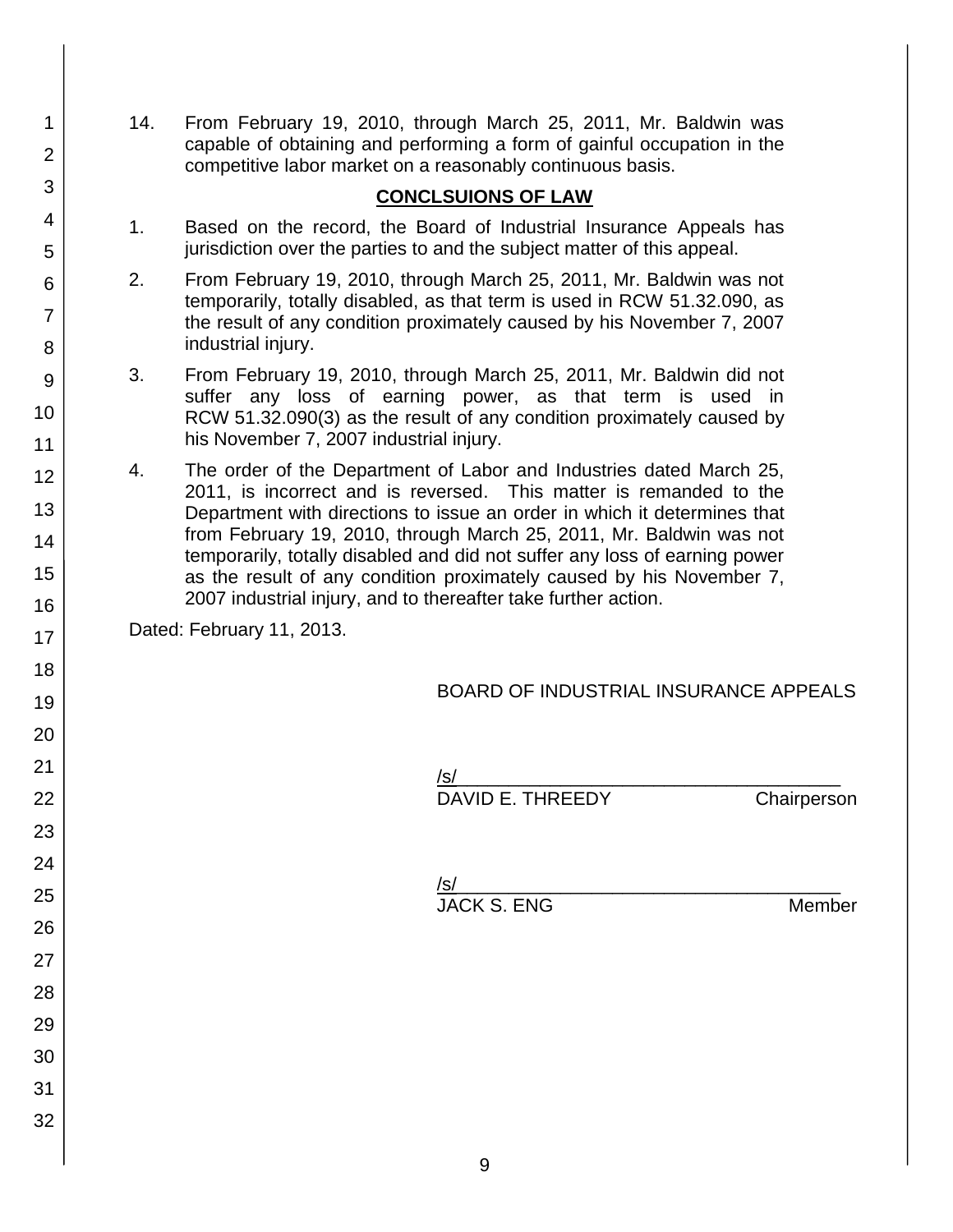14. From February 19, 2010, through March 25, 2011, Mr. Baldwin was capable of obtaining and performing a form of gainful occupation in the competitive labor market on a reasonably continuous basis.

**CONCLSUIONS OF LAW**

1. Based on the record, the Board of Industrial Insurance Appeals has jurisdiction over the parties to and the subject matter of this appeal.

2. From February 19, 2010, through March 25, 2011, Mr. Baldwin was not temporarily, totally disabled, as that term is used in RCW 51.32.090, as the result of any condition proximately caused by his November 7, 2007 industrial injury.

3. From February 19, 2010, through March 25, 2011, Mr. Baldwin did not suffer any loss of earning power, as that term is used in RCW 51.32.090(3) as the result of any condition proximately caused by his November 7, 2007 industrial injury.

4. The order of the Department of Labor and Industries dated March 25, 2011, is incorrect and is reversed. This matter is remanded to the Department with directions to issue an order in which it determines that from February 19, 2010, through March 25, 2011, Mr. Baldwin was not temporarily, totally disabled and did not suffer any loss of earning power as the result of any condition proximately caused by his November 7, 2007 industrial injury, and to thereafter take further action.

Dated: February 11, 2013.

BOARD OF INDUSTRIAL INSURANCE APPEALS

/s/
DAVID E. THREEDY Chairperson

/s/
JACK S. ENG Member